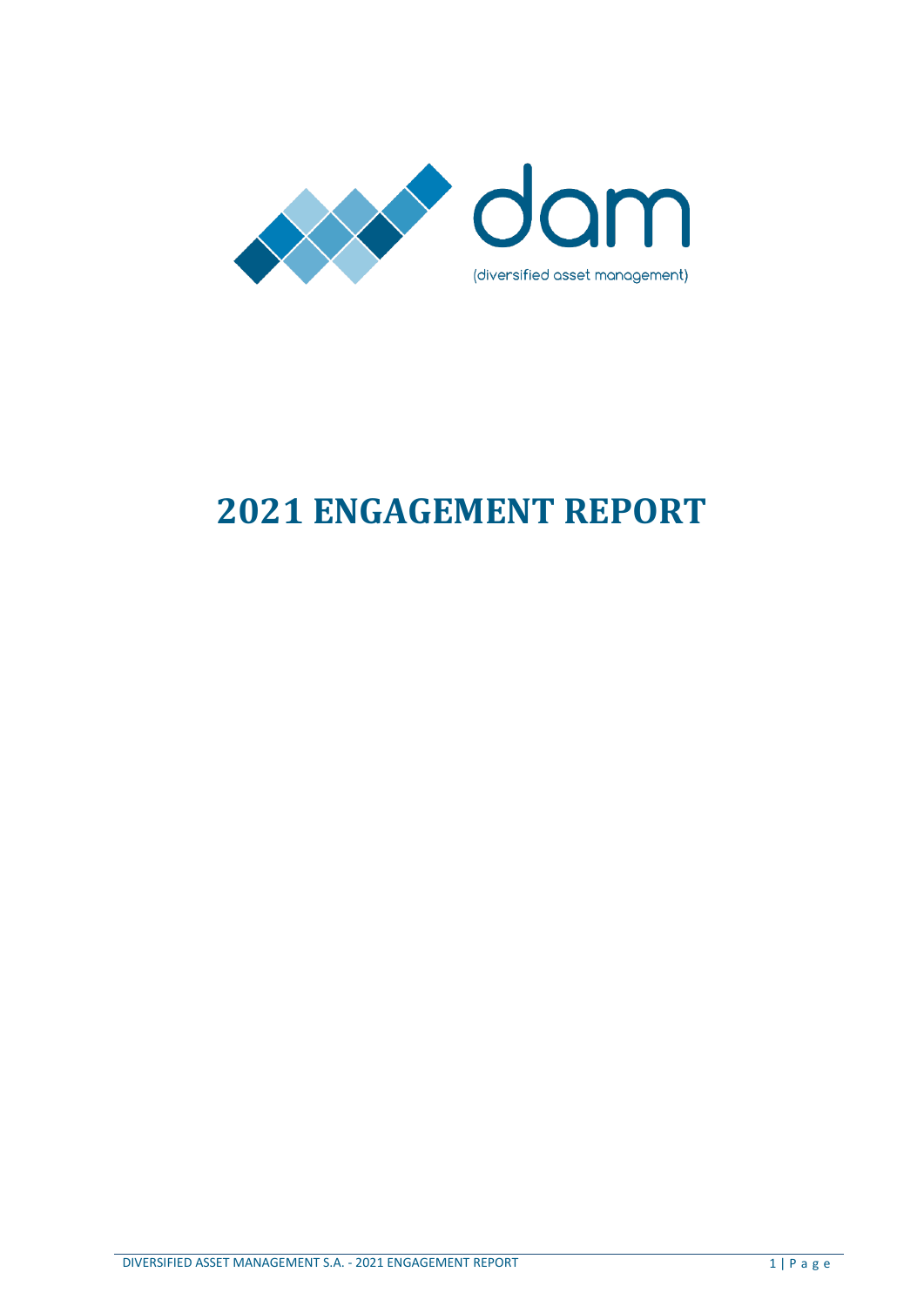dam

(diversified asset management)

# 2021 ENGAGEMENT REPORT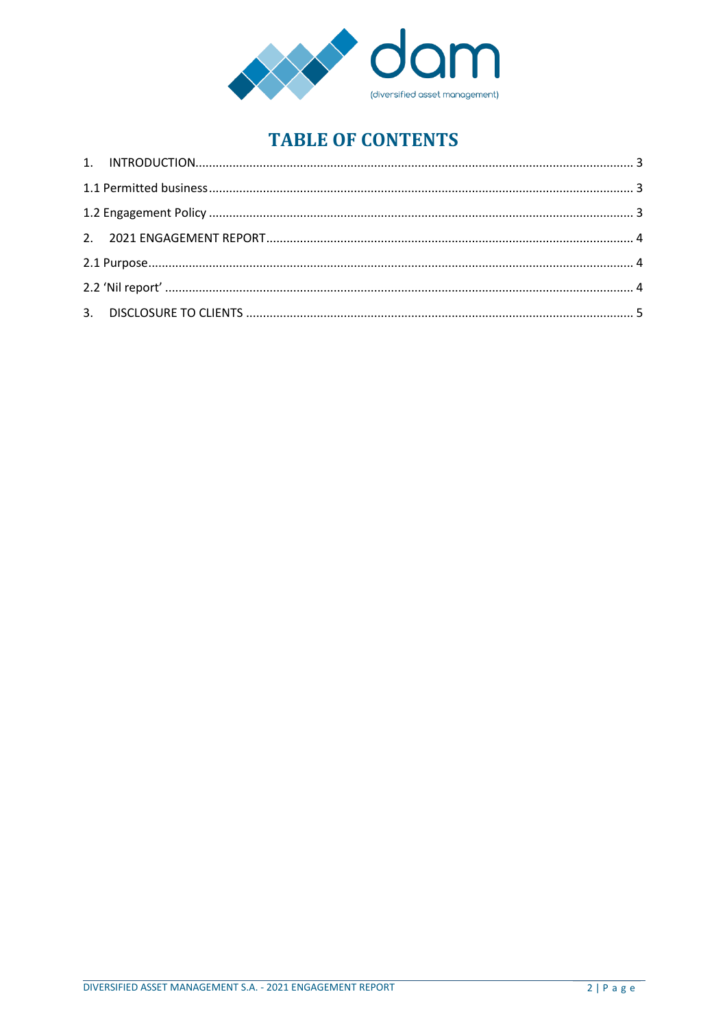# TABLE OF CONTENTS

1. INTRODUCTION ... 3

1.1 Permitted business ... 3

1.2 Engagement Policy ... 3

2. 2021 ENGAGEMENT REPORT ... 4

2.1 Purpose ... 4

2.2 'Nil report' ... 4

3. DISCLOSURE TO CLIENTS ... 5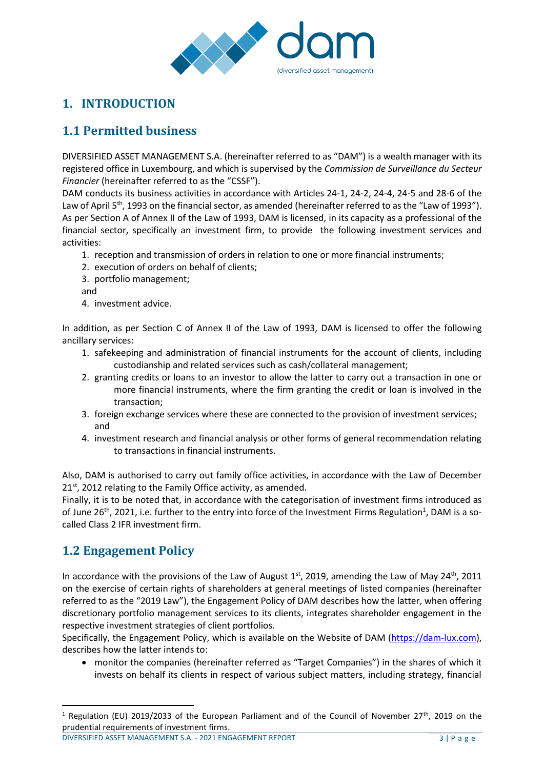# 1. INTRODUCTION

## 1.1 Permitted business

DIVERSIFIED ASSET MANAGEMENT S.A. (hereinafter referred to as "DAM") is a wealth manager with its registered office in Luxembourg, and which is supervised by the *Commission de Surveillance du Secteur Financier* (hereinafter referred to as the "CSSF").

DAM conducts its business activities in accordance with Articles 24-1, 24-2, 24-4, 24-5 and 28-6 of the Law of April 5th, 1993 on the financial sector, as amended (hereinafter referred to as the "Law of 1993"). As per Section A of Annex II of the Law of 1993, DAM is licensed, in its capacity as a professional of the financial sector, specifically an investment firm, to provide the following investment services and activities:

1. reception and transmission of orders in relation to one or more financial instruments;
2. execution of orders on behalf of clients;
3. portfolio management;

   and
4. investment advice.

In addition, as per Section C of Annex II of the Law of 1993, DAM is licensed to offer the following ancillary services:

1. safekeeping and administration of financial instruments for the account of clients, including custodianship and related services such as cash/collateral management;
2. granting credits or loans to an investor to allow the latter to carry out a transaction in one or more financial instruments, where the firm granting the credit or loan is involved in the transaction;
3. foreign exchange services where these are connected to the provision of investment services; and
4. investment research and financial analysis or other forms of general recommendation relating to transactions in financial instruments.

Also, DAM is authorised to carry out family office activities, in accordance with the Law of December 21st, 2012 relating to the Family Office activity, as amended.

Finally, it is to be noted that, in accordance with the categorisation of investment firms introduced as of June 26th, 2021, i.e. further to the entry into force of the Investment Firms Regulation[1], DAM is a so-called Class 2 IFR investment firm.

## 1.2 Engagement Policy

In accordance with the provisions of the Law of August 1st, 2019, amending the Law of May 24th, 2011 on the exercise of certain rights of shareholders at general meetings of listed companies (hereinafter referred to as the "2019 Law"), the Engagement Policy of DAM describes how the latter, when offering discretionary portfolio management services to its clients, integrates shareholder engagement in the respective investment strategies of client portfolios.

Specifically, the Engagement Policy, which is available on the Website of DAM (https://dam-lux.com), describes how the latter intends to:

- monitor the companies (hereinafter referred as "Target Companies") in the shares of which it invests on behalf its clients in respect of various subject matters, including strategy, financial

[1] Regulation (EU) 2019/2033 of the European Parliament and of the Council of November 27th, 2019 on the prudential requirements of investment firms.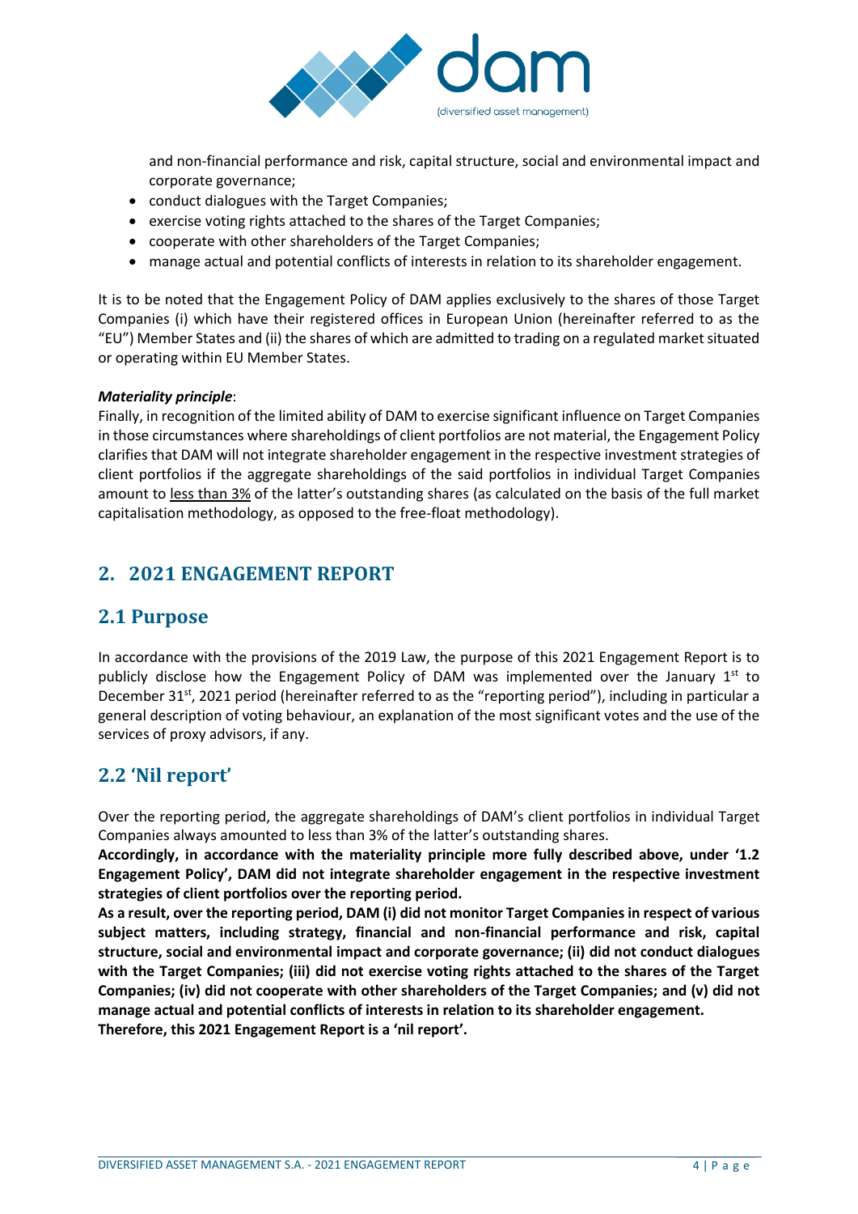and non-financial performance and risk, capital structure, social and environmental impact and corporate governance;

- conduct dialogues with the Target Companies;
- exercise voting rights attached to the shares of the Target Companies;
- cooperate with other shareholders of the Target Companies;
- manage actual and potential conflicts of interests in relation to its shareholder engagement.

It is to be noted that the Engagement Policy of DAM applies exclusively to the shares of those Target Companies (i) which have their registered offices in European Union (hereinafter referred to as the "EU") Member States and (ii) the shares of which are admitted to trading on a regulated market situated or operating within EU Member States.

***Materiality principle***:
Finally, in recognition of the limited ability of DAM to exercise significant influence on Target Companies in those circumstances where shareholdings of client portfolios are not material, the Engagement Policy clarifies that DAM will not integrate shareholder engagement in the respective investment strategies of client portfolios if the aggregate shareholdings of the said portfolios in individual Target Companies amount to less than 3% of the latter's outstanding shares (as calculated on the basis of the full market capitalisation methodology, as opposed to the free-float methodology).

## 2. 2021 ENGAGEMENT REPORT

### 2.1 Purpose

In accordance with the provisions of the 2019 Law, the purpose of this 2021 Engagement Report is to publicly disclose how the Engagement Policy of DAM was implemented over the January 1st to December 31st, 2021 period (hereinafter referred to as the "reporting period"), including in particular a general description of voting behaviour, an explanation of the most significant votes and the use of the services of proxy advisors, if any.

### 2.2 'Nil report'

Over the reporting period, the aggregate shareholdings of DAM's client portfolios in individual Target Companies always amounted to less than 3% of the latter's outstanding shares.
**Accordingly, in accordance with the materiality principle more fully described above, under '1.2 Engagement Policy', DAM did not integrate shareholder engagement in the respective investment strategies of client portfolios over the reporting period.**
**As a result, over the reporting period, DAM (i) did not monitor Target Companies in respect of various subject matters, including strategy, financial and non-financial performance and risk, capital structure, social and environmental impact and corporate governance; (ii) did not conduct dialogues with the Target Companies; (iii) did not exercise voting rights attached to the shares of the Target Companies; (iv) did not cooperate with other shareholders of the Target Companies; and (v) did not manage actual and potential conflicts of interests in relation to its shareholder engagement.**
**Therefore, this 2021 Engagement Report is a 'nil report'.**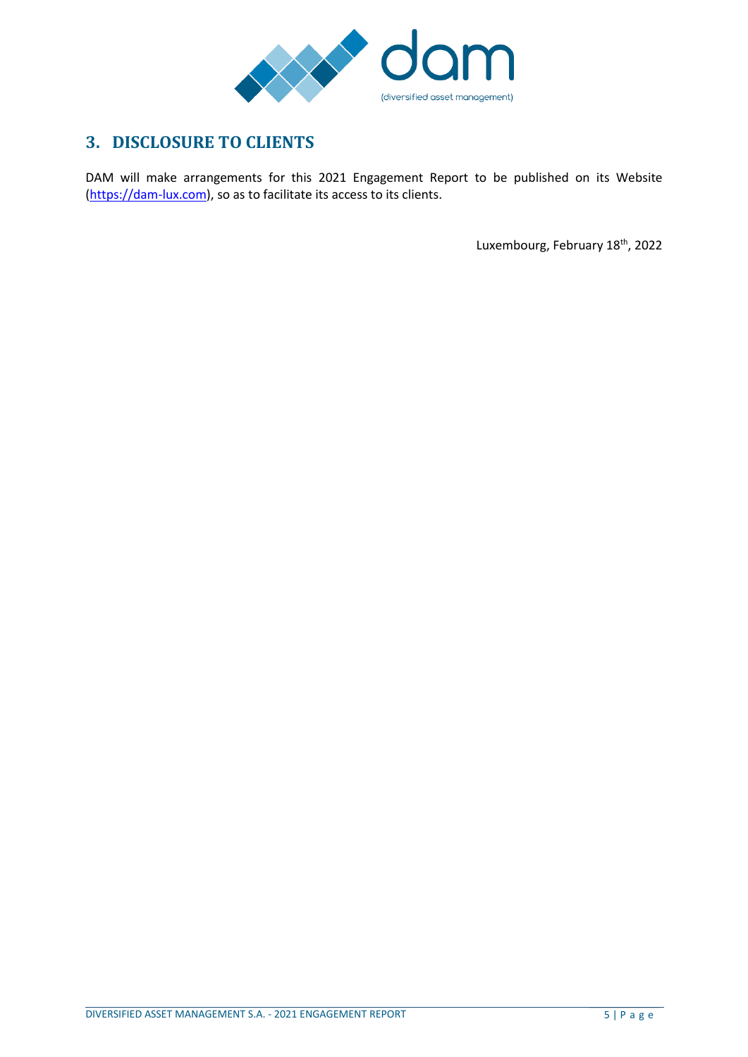## 3. DISCLOSURE TO CLIENTS

DAM will make arrangements for this 2021 Engagement Report to be published on its Website (https://dam-lux.com), so as to facilitate its access to its clients.

Luxembourg, February 18th, 2022